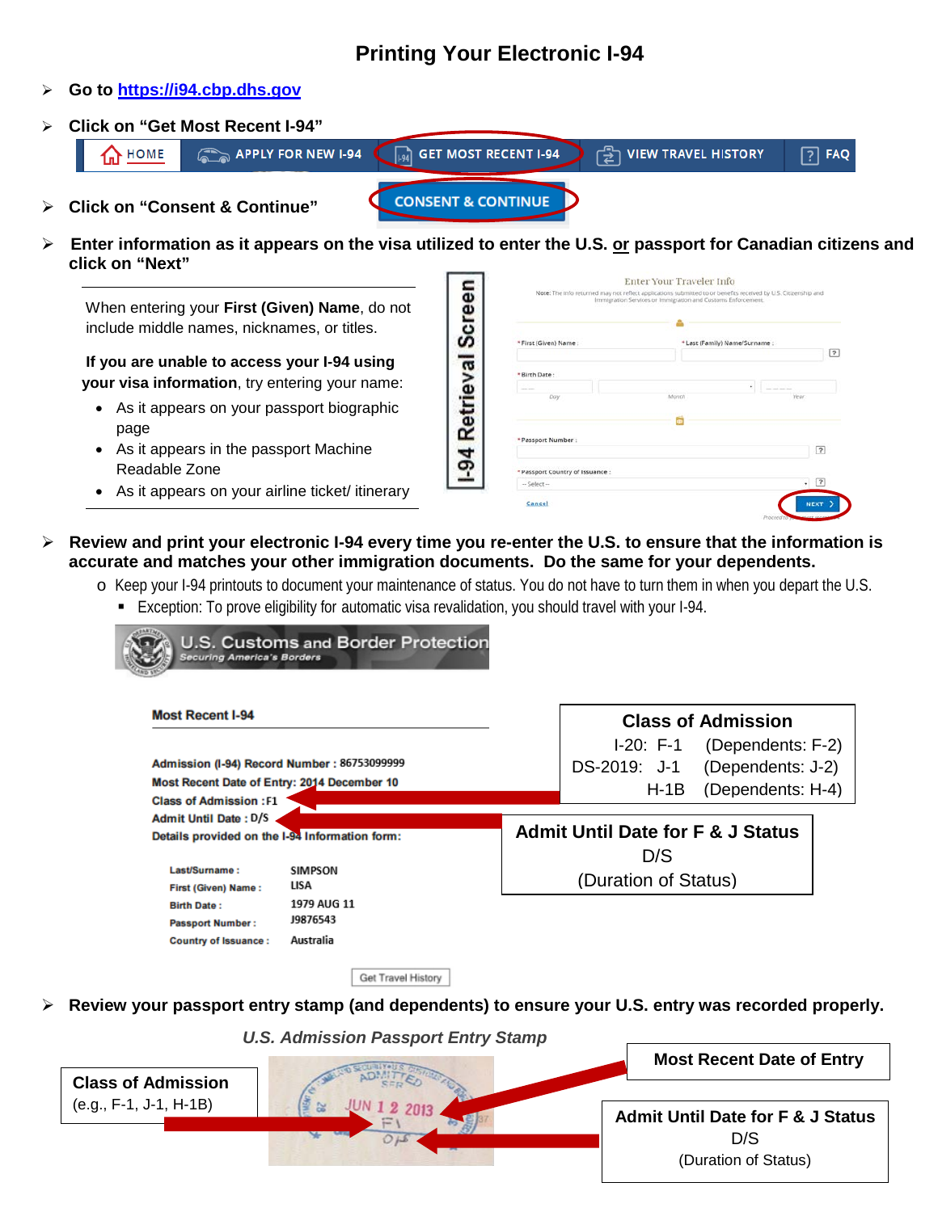# Printing Your Electronic I-94

- Go to https://i94.cbp.dhs.gov
- Click on "Get Most Recent I-94"

HOME | APPLY FOR NEW I-94 | GET MOST RECENT I-94 | VIEW TRAVEL HISTORY | FAQ

- Click on "Consent & Continue"

CONSENT & CONTINUE

- Enter information as it appears on the visa utilized to enter the U.S. or passport for Canadian citizens and click on "Next"

When entering your **First (Given) Name**, do not include middle names, nicknames, or titles.

**If you are unable to access your I-94 using your visa information**, try entering your name:

- As it appears on your passport biographic page
- As it appears in the passport Machine Readable Zone
- As it appears on your airline ticket/ itinerary

**I-94 Retrieval Screen**

Enter Your Traveler Info

Note: The info returned may not reflect applications submitted to or benefits received by U.S. Citizenship and Immigration Services or Immigration and Customs Enforcement.

* First (Given) Name:
* Last (Family) Name/Surname:
* Birth Date: Day / Month / Year
* Passport Number:
* Passport Country of Issuance: -- Select --

Cancel | NEXT

- **Review and print your electronic I-94 every time you re-enter the U.S. to ensure that the information is accurate and matches your other immigration documents. Do the same for your dependents.**
  - Keep your I-94 printouts to document your maintenance of status. You do not have to turn them in when you depart the U.S.
    - Exception: To prove eligibility for automatic visa revalidation, you should travel with your I-94.

U.S. Customs and Border Protection
Securing America's Borders

**Most Recent I-94**

Admission (I-94) Record Number : 86753099999
Most Recent Date of Entry: 2014 December 10
Class of Admission : F1
Admit Until Date : D/S
Details provided on the I-94 Information form:

| | |
|---|---|
| Last/Surname : | SIMPSON |
| First (Given) Name : | LISA |
| Birth Date : | 1979 AUG 11 |
| Passport Number : | J9876543 |
| Country of Issuance : | Australia |

Get Travel History

**Class of Admission**

| | | |
|---|---|---|
| I-20: | F-1 | (Dependents: F-2) |
| DS-2019: | J-1 | (Dependents: J-2) |
| | H-1B | (Dependents: H-4) |

**Admit Until Date for F & J Status**
D/S
(Duration of Status)

- **Review your passport entry stamp (and dependents) to ensure your U.S. entry was recorded properly.**

*U.S. Admission Passport Entry Stamp*

**Class of Admission**
(e.g., F-1, J-1, H-1B)

**Most Recent Date of Entry**

**Admit Until Date for F & J Status**
D/S
(Duration of Status)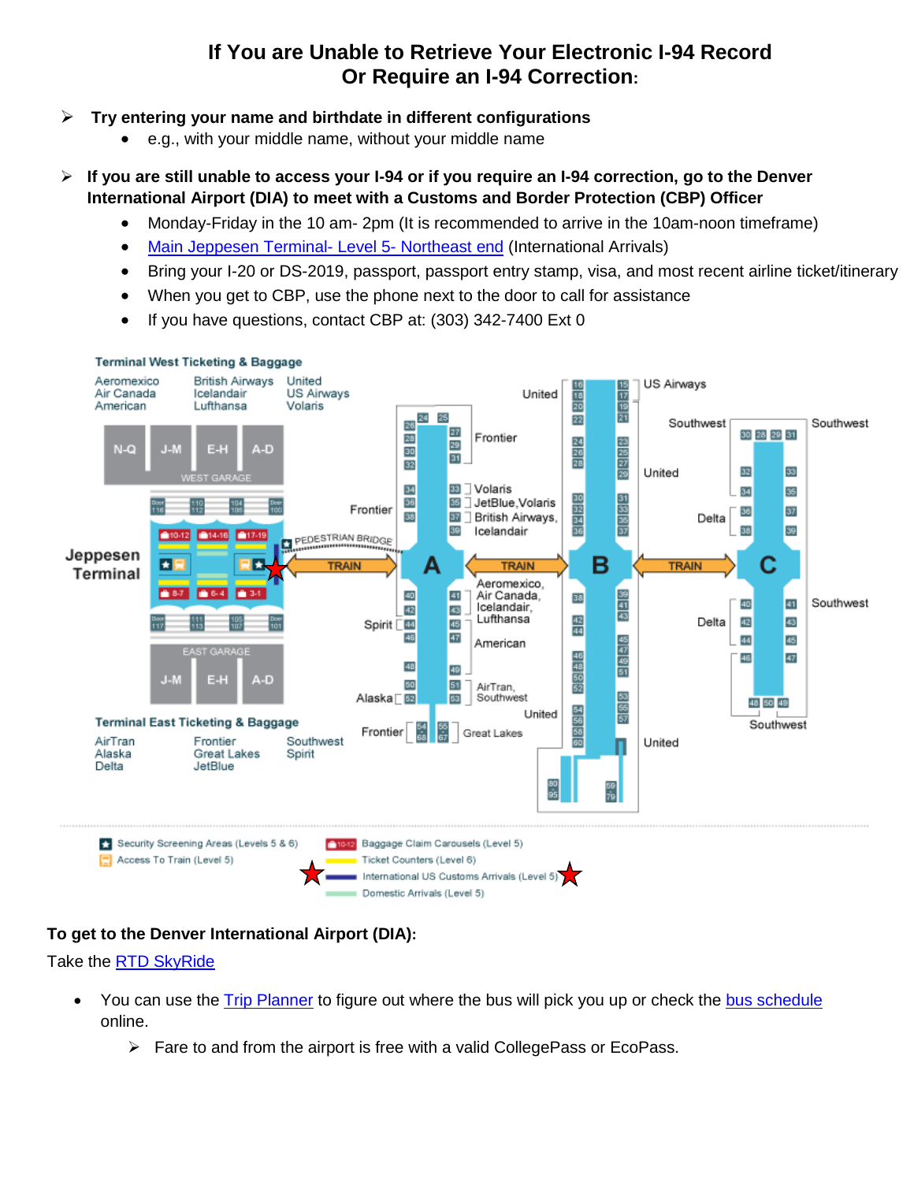# If You are Unable to Retrieve Your Electronic I-94 Record Or Require an I-94 Correction:

- **Try entering your name and birthdate in different configurations**
  - e.g., with your middle name, without your middle name

- **If you are still unable to access your I-94 or if you require an I-94 correction, go to the Denver International Airport (DIA) to meet with a Customs and Border Protection (CBP) Officer**
  - Monday-Friday in the 10 am- 2pm (It is recommended to arrive in the 10am-noon timeframe)
  - Main Jeppesen Terminal- Level 5- Northeast end (International Arrivals)
  - Bring your I-20 or DS-2019, passport, passport entry stamp, visa, and most recent airline ticket/itinerary
  - When you get to CBP, use the phone next to the door to call for assistance
  - If you have questions, contact CBP at: (303) 342-7400 Ext 0

Terminal West Ticketing & Baggage

Aeromexico, Air Canada, American, British Airways, Icelandair, Lufthansa, United, US Airways, Volaris

Jeppesen Terminal

WEST GARAGE

EAST GARAGE

PEDESTRIAN BRIDGE

TRAIN

A

B

C

Terminal East Ticketing & Baggage

AirTran, Alaska, Delta, Frontier, Great Lakes, JetBlue, Southwest, Spirit

Security Screening Areas (Levels 5 & 6)

Access To Train (Level 5)

Baggage Claim Carousels (Level 5)

Ticket Counters (Level 6)

International US Customs Arrivals (Level 5)

Domestic Arrivals (Level 5)

**To get to the Denver International Airport (DIA):**

Take the RTD SkyRide

- You can use the Trip Planner to figure out where the bus will pick you up or check the bus schedule online.
  - Fare to and from the airport is free with a valid CollegePass or EcoPass.